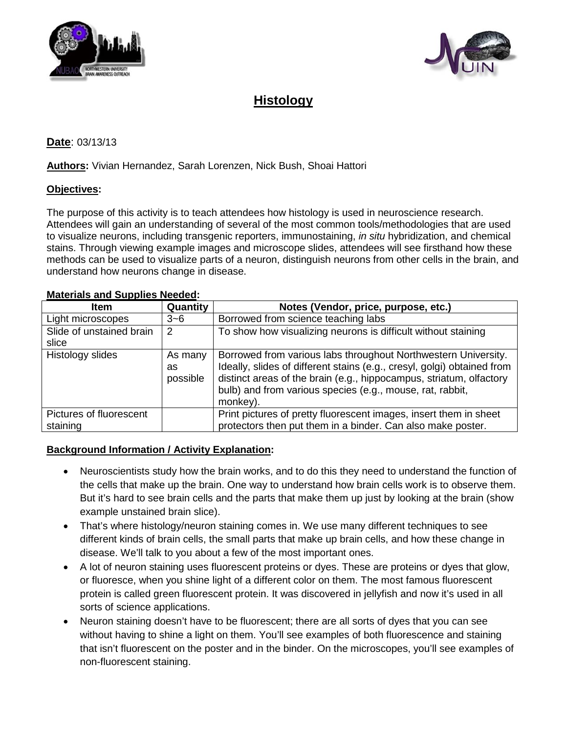# Histology

**Date**: 03/13/13

**Authors:** Vivian Hernandez, Sarah Lorenzen, Nick Bush, Shoai Hattori

**Objectives:**

The purpose of this activity is to teach attendees how histology is used in neuroscience research. Attendees will gain an understanding of several of the most common tools/methodologies that are used to visualize neurons, including transgenic reporters, immunostaining, *in situ* hybridization, and chemical stains. Through viewing example images and microscope slides, attendees will see firsthand how these methods can be used to visualize parts of a neuron, distinguish neurons from other cells in the brain, and understand how neurons change in disease.

**Materials and Supplies Needed:**

| Item | Quantity | Notes (Vendor, price, purpose, etc.) |
|---|---|---|
| Light microscopes | 3~6 | Borrowed from science teaching labs |
| Slide of unstained brain slice | 2 | To show how visualizing neurons is difficult without staining |
| Histology slides | As many as possible | Borrowed from various labs throughout Northwestern University. Ideally, slides of different stains (e.g., cresyl, golgi) obtained from distinct areas of the brain (e.g., hippocampus, striatum, olfactory bulb) and from various species (e.g., mouse, rat, rabbit, monkey). |
| Pictures of fluorescent staining | | Print pictures of pretty fluorescent images, insert them in sheet protectors then put them in a binder. Can also make poster. |

**Background Information / Activity Explanation:**

- Neuroscientists study how the brain works, and to do this they need to understand the function of the cells that make up the brain. One way to understand how brain cells work is to observe them. But it's hard to see brain cells and the parts that make them up just by looking at the brain (show example unstained brain slice).
- That's where histology/neuron staining comes in. We use many different techniques to see different kinds of brain cells, the small parts that make up brain cells, and how these change in disease. We'll talk to you about a few of the most important ones.
- A lot of neuron staining uses fluorescent proteins or dyes. These are proteins or dyes that glow, or fluoresce, when you shine light of a different color on them. The most famous fluorescent protein is called green fluorescent protein. It was discovered in jellyfish and now it's used in all sorts of science applications.
- Neuron staining doesn't have to be fluorescent; there are all sorts of dyes that you can see without having to shine a light on them. You'll see examples of both fluorescence and staining that isn't fluorescent on the poster and in the binder. On the microscopes, you'll see examples of non-fluorescent staining.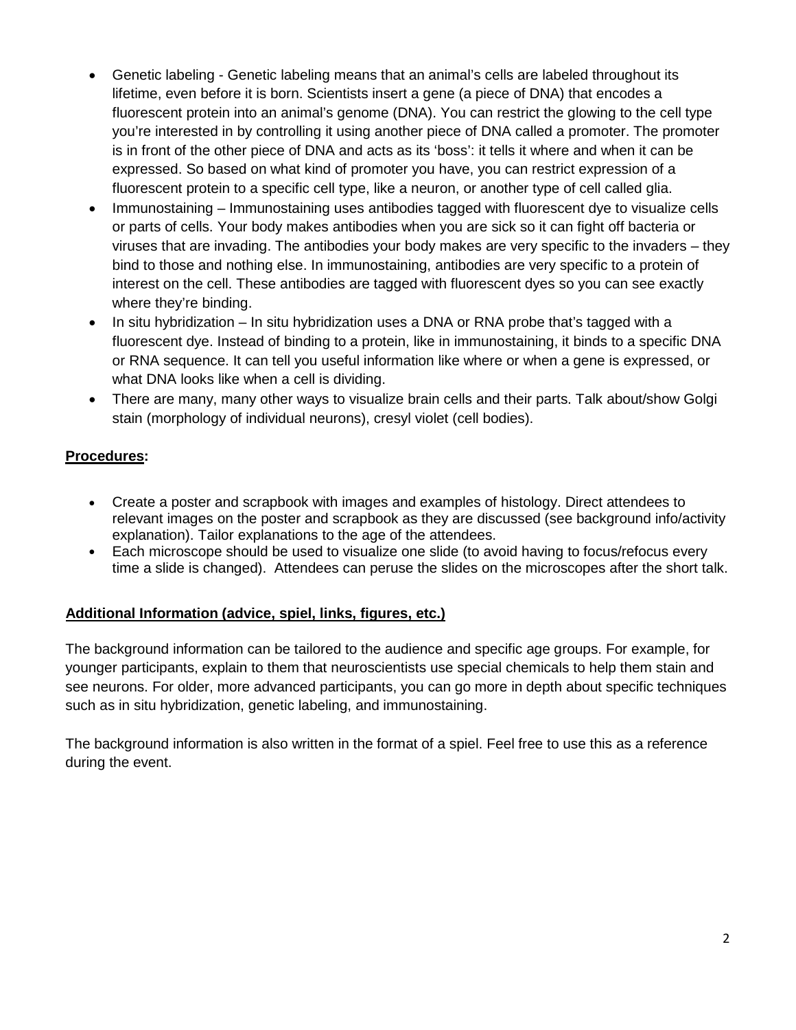- Genetic labeling - Genetic labeling means that an animal's cells are labeled throughout its lifetime, even before it is born. Scientists insert a gene (a piece of DNA) that encodes a fluorescent protein into an animal's genome (DNA). You can restrict the glowing to the cell type you're interested in by controlling it using another piece of DNA called a promoter. The promoter is in front of the other piece of DNA and acts as its 'boss': it tells it where and when it can be expressed. So based on what kind of promoter you have, you can restrict expression of a fluorescent protein to a specific cell type, like a neuron, or another type of cell called glia.
- Immunostaining – Immunostaining uses antibodies tagged with fluorescent dye to visualize cells or parts of cells. Your body makes antibodies when you are sick so it can fight off bacteria or viruses that are invading. The antibodies your body makes are very specific to the invaders – they bind to those and nothing else. In immunostaining, antibodies are very specific to a protein of interest on the cell. These antibodies are tagged with fluorescent dyes so you can see exactly where they're binding.
- In situ hybridization – In situ hybridization uses a DNA or RNA probe that's tagged with a fluorescent dye. Instead of binding to a protein, like in immunostaining, it binds to a specific DNA or RNA sequence. It can tell you useful information like where or when a gene is expressed, or what DNA looks like when a cell is dividing.
- There are many, many other ways to visualize brain cells and their parts. Talk about/show Golgi stain (morphology of individual neurons), cresyl violet (cell bodies).

**Procedures:**

- Create a poster and scrapbook with images and examples of histology. Direct attendees to relevant images on the poster and scrapbook as they are discussed (see background info/activity explanation). Tailor explanations to the age of the attendees.
- Each microscope should be used to visualize one slide (to avoid having to focus/refocus every time a slide is changed). Attendees can peruse the slides on the microscopes after the short talk.

**Additional Information (advice, spiel, links, figures, etc.)**

The background information can be tailored to the audience and specific age groups. For example, for younger participants, explain to them that neuroscientists use special chemicals to help them stain and see neurons. For older, more advanced participants, you can go more in depth about specific techniques such as in situ hybridization, genetic labeling, and immunostaining.

The background information is also written in the format of a spiel. Feel free to use this as a reference during the event.